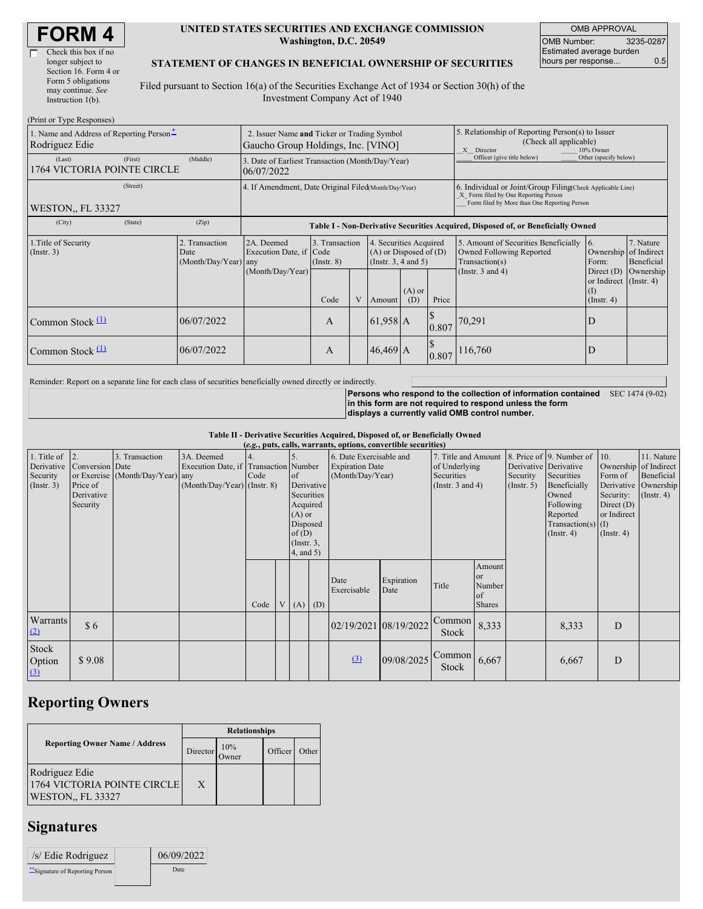# FORM 4

☐ Check this box if no longer subject to Section 16. Form 4 or Form 5 obligations may continue. *See* Instruction 1(b).

**UNITED STATES SECURITIES AND EXCHANGE COMMISSION**
**Washington, D.C. 20549**

**STATEMENT OF CHANGES IN BENEFICIAL OWNERSHIP OF SECURITIES**

Filed pursuant to Section 16(a) of the Securities Exchange Act of 1934 or Section 30(h) of the Investment Company Act of 1940

| OMB APPROVAL | |
|---|---|
| OMB Number: | 3235-0287 |
| Estimated average burden hours per response... | 0.5 |

(Print or Type Responses)

1. Name and Address of Reporting Person*
Rodriguez Edie
(Last) (First) (Middle)
1764 VICTORIA POINTE CIRCLE
(Street)
WESTON,, FL 33327
(City) (State) (Zip)

2. Issuer Name **and** Ticker or Trading Symbol
Gaucho Group Holdings, Inc. [VINO]

3. Date of Earliest Transaction (Month/Day/Year)
06/07/2022

4. If Amendment, Date Original Filed (Month/Day/Year)

5. Relationship of Reporting Person(s) to Issuer (Check all applicable)
_X_ Director ___ 10% Owner
___ Officer (give title below) ___ Other (specify below)

6. Individual or Joint/Group Filing (Check Applicable Line)
_X_ Form filed by One Reporting Person
___ Form filed by More than One Reporting Person

**Table I - Non-Derivative Securities Acquired, Disposed of, or Beneficially Owned**

| 1.Title of Security (Instr. 3) | 2. Transaction Date (Month/Day/Year) | 2A. Deemed Execution Date, if any (Month/Day/Year) | 3. Transaction Code (Instr. 8) | | 4. Securities Acquired (A) or Disposed of (D) (Instr. 3, 4 and 5) | | | 5. Amount of Securities Beneficially Owned Following Reported Transaction(s) (Instr. 3 and 4) | 6. Ownership Form: Direct (D) or Indirect (I) (Instr. 4) | 7. Nature of Indirect Beneficial Ownership (Instr. 4) |
|---|---|---|---|---|---|---|---|---|---|---|
| | | | Code | V | Amount | (A) or (D) | Price | | | |
| Common Stock (1) | 06/07/2022 | | A | | 61,958 | A | $ 0.807 | 70,291 | D | |
| Common Stock (1) | 06/07/2022 | | A | | 46,469 | A | $ 0.807 | 116,760 | D | |

Reminder: Report on a separate line for each class of securities beneficially owned directly or indirectly.

**Persons who respond to the collection of information contained in this form are not required to respond unless the form displays a currently valid OMB control number.** SEC 1474 (9-02)

**Table II - Derivative Securities Acquired, Disposed of, or Beneficially Owned**
**(*e.g.*, puts, calls, warrants, options, convertible securities)**

| 1. Title of Derivative Security (Instr. 3) | 2. Conversion or Exercise Price of Derivative Security | 3. Transaction Date (Month/Day/Year) | 3A. Deemed Execution Date, if any (Month/Day/Year) | 4. Transaction Code (Instr. 8) | | 5. Number of Derivative Securities Acquired (A) or Disposed of (D) (Instr. 3, 4, and 5) | | 6. Date Exercisable and Expiration Date (Month/Day/Year) | | 7. Title and Amount of Underlying Securities (Instr. 3 and 4) | | 8. Price of Derivative Security (Instr. 5) | 9. Number of Derivative Securities Beneficially Owned Following Reported Transaction(s) (Instr. 4) | 10. Ownership Form of Derivative Security: Direct (D) or Indirect (I) (Instr. 4) | 11. Nature of Indirect Beneficial Ownership (Instr. 4) |
|---|---|---|---|---|---|---|---|---|---|---|---|---|---|---|---|
| | | | | Code | V | (A) | (D) | Date Exercisable | Expiration Date | Title | Amount or Number of Shares | | | | |
| Warrants (2) | $ 6 | | | | | | | 02/19/2021 | 08/19/2022 | Common Stock | 8,333 | | 8,333 | D | |
| Stock Option (3) | $ 9.08 | | | | | | | (3) | 09/08/2025 | Common Stock | 6,667 | | 6,667 | D | |

## Reporting Owners

| Reporting Owner Name / Address | Relationships | | | |
|---|---|---|---|---|
| | Director | 10% Owner | Officer | Other |
| Rodriguez Edie<br>1764 VICTORIA POINTE CIRCLE<br>WESTON,, FL 33327 | X | | | |

## Signatures

| /s/ Edie Rodriguez | 06/09/2022 |
|---|---|
| **Signature of Reporting Person | Date |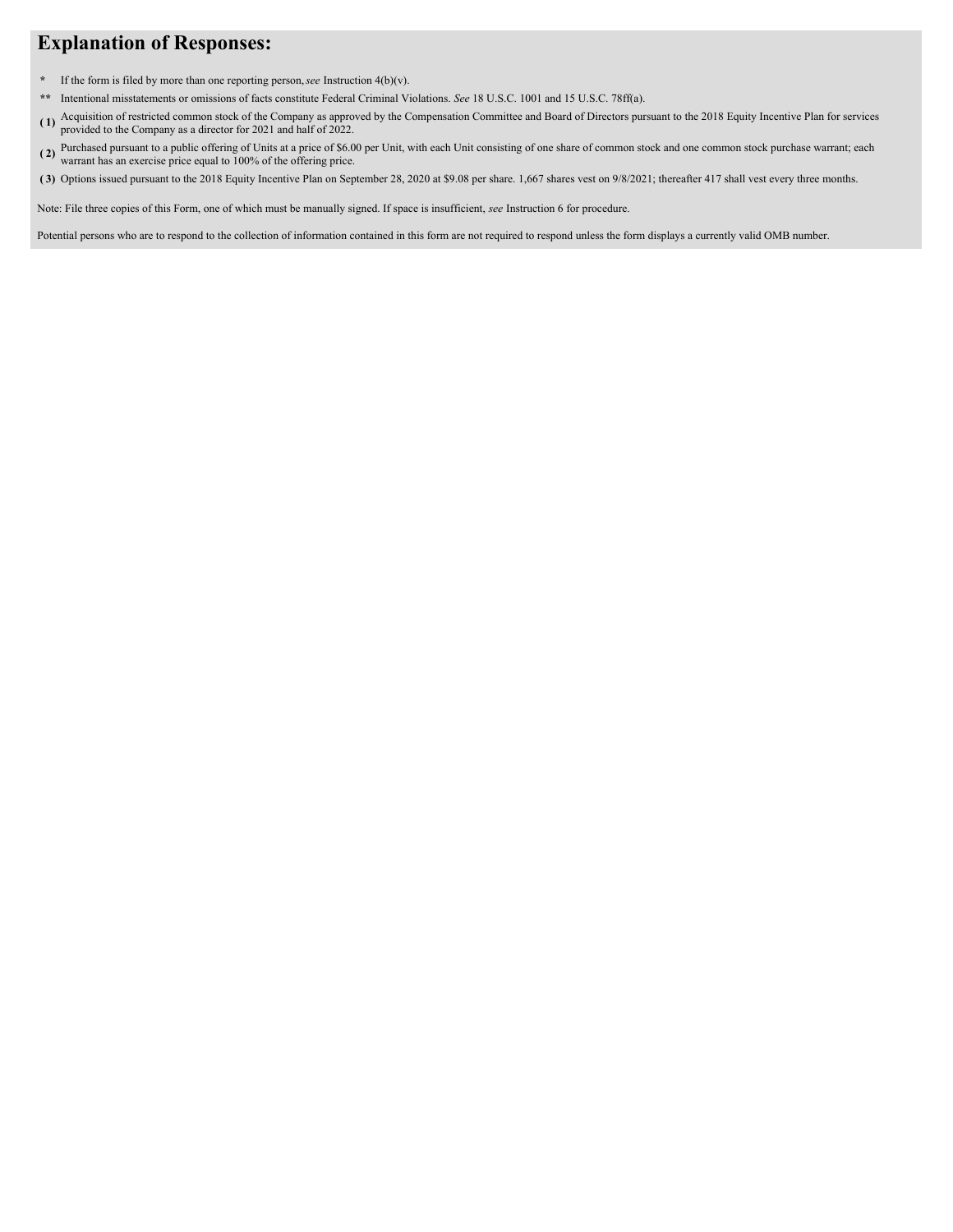# Explanation of Responses:

\* If the form is filed by more than one reporting person, *see* Instruction 4(b)(v).

\*\* Intentional misstatements or omissions of facts constitute Federal Criminal Violations. *See* 18 U.S.C. 1001 and 15 U.S.C. 78ff(a).

**( 1)** Acquisition of restricted common stock of the Company as approved by the Compensation Committee and Board of Directors pursuant to the 2018 Equity Incentive Plan for services provided to the Company as a director for 2021 and half of 2022.

**( 2)** Purchased pursuant to a public offering of Units at a price of $6.00 per Unit, with each Unit consisting of one share of common stock and one common stock purchase warrant; each warrant has an exercise price equal to 100% of the offering price.

**( 3)** Options issued pursuant to the 2018 Equity Incentive Plan on September 28, 2020 at $9.08 per share. 1,667 shares vest on 9/8/2021; thereafter 417 shall vest every three months.

Note: File three copies of this Form, one of which must be manually signed. If space is insufficient, *see* Instruction 6 for procedure.

Potential persons who are to respond to the collection of information contained in this form are not required to respond unless the form displays a currently valid OMB number.